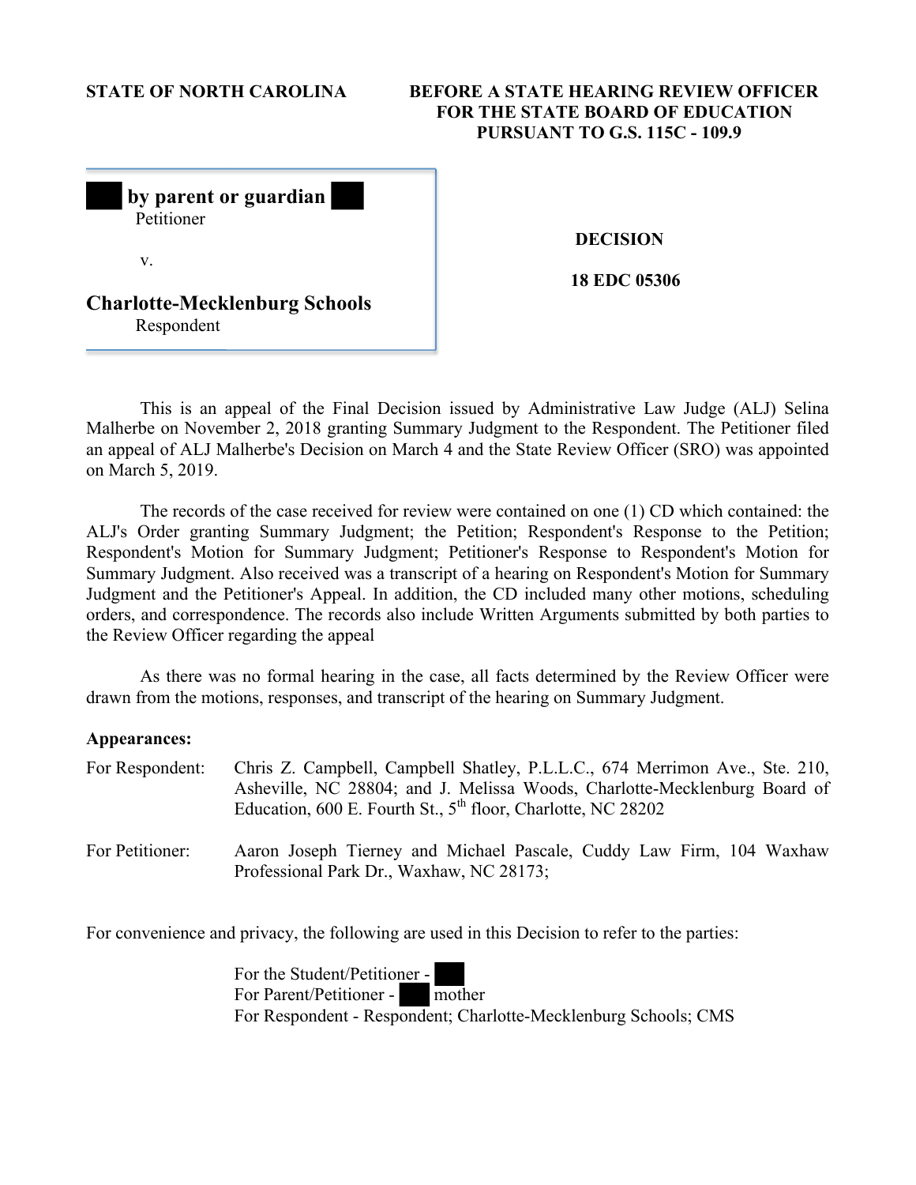**STATE OF NORTH CAROLINA**

**BEFORE A STATE HEARING REVIEW OFFICER FOR THE STATE BOARD OF EDUCATION PURSUANT TO G.S. 115C - 109.9**

**███ by parent or guardian ███**
Petitioner

v.

**Charlotte-Mecklenburg Schools**
Respondent

**DECISION**

**18 EDC 05306**

This is an appeal of the Final Decision issued by Administrative Law Judge (ALJ) Selina Malherbe on November 2, 2018 granting Summary Judgment to the Respondent. The Petitioner filed an appeal of ALJ Malherbe's Decision on March 4 and the State Review Officer (SRO) was appointed on March 5, 2019.

The records of the case received for review were contained on one (1) CD which contained: the ALJ's Order granting Summary Judgment; the Petition; Respondent's Response to the Petition; Respondent's Motion for Summary Judgment; Petitioner's Response to Respondent's Motion for Summary Judgment. Also received was a transcript of a hearing on Respondent's Motion for Summary Judgment and the Petitioner's Appeal. In addition, the CD included many other motions, scheduling orders, and correspondence. The records also include Written Arguments submitted by both parties to the Review Officer regarding the appeal

As there was no formal hearing in the case, all facts determined by the Review Officer were drawn from the motions, responses, and transcript of the hearing on Summary Judgment.

**Appearances:**

For Respondent: Chris Z. Campbell, Campbell Shatley, P.L.L.C., 674 Merrimon Ave., Ste. 210, Asheville, NC 28804; and J. Melissa Woods, Charlotte-Mecklenburg Board of Education, 600 E. Fourth St., 5th floor, Charlotte, NC 28202

For Petitioner: Aaron Joseph Tierney and Michael Pascale, Cuddy Law Firm, 104 Waxhaw Professional Park Dr., Waxhaw, NC 28173;

For convenience and privacy, the following are used in this Decision to refer to the parties:

For the Student/Petitioner - ███
For Parent/Petitioner - ███ mother
For Respondent - Respondent; Charlotte-Mecklenburg Schools; CMS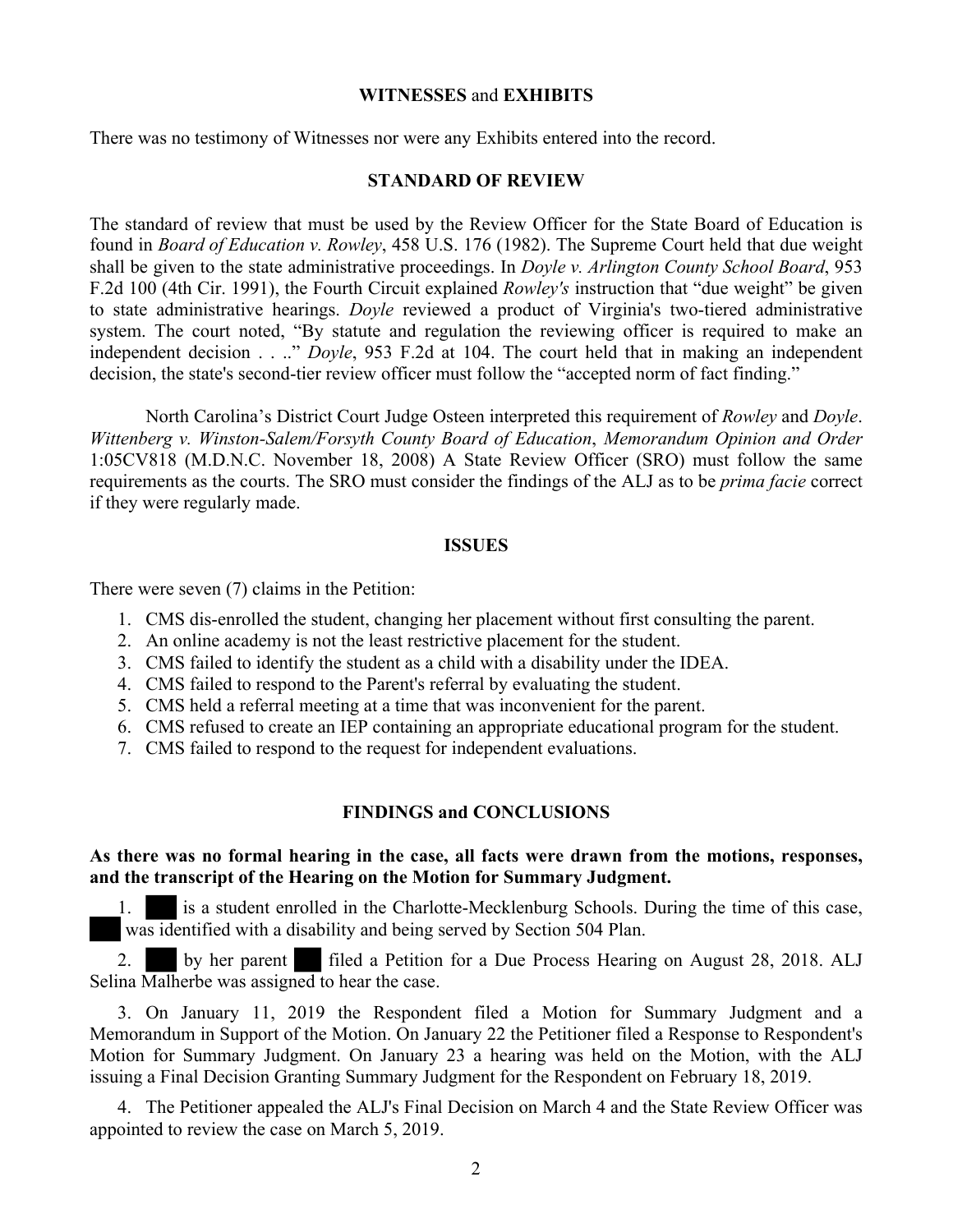## **WITNESSES** and **EXHIBITS**

There was no testimony of Witnesses nor were any Exhibits entered into the record.

## **STANDARD OF REVIEW**

The standard of review that must be used by the Review Officer for the State Board of Education is found in *Board of Education v. Rowley*, 458 U.S. 176 (1982). The Supreme Court held that due weight shall be given to the state administrative proceedings. In *Doyle v. Arlington County School Board*, 953 F.2d 100 (4th Cir. 1991), the Fourth Circuit explained *Rowley's* instruction that "due weight" be given to state administrative hearings. *Doyle* reviewed a product of Virginia's two-tiered administrative system. The court noted, "By statute and regulation the reviewing officer is required to make an independent decision . . .." *Doyle*, 953 F.2d at 104. The court held that in making an independent decision, the state's second-tier review officer must follow the "accepted norm of fact finding."

North Carolina's District Court Judge Osteen interpreted this requirement of *Rowley* and *Doyle*. *Wittenberg v. Winston-Salem/Forsyth County Board of Education*, *Memorandum Opinion and Order* 1:05CV818 (M.D.N.C. November 18, 2008) A State Review Officer (SRO) must follow the same requirements as the courts. The SRO must consider the findings of the ALJ as to be *prima facie* correct if they were regularly made.

## **ISSUES**

There were seven (7) claims in the Petition:

1. CMS dis-enrolled the student, changing her placement without first consulting the parent.
2. An online academy is not the least restrictive placement for the student.
3. CMS failed to identify the student as a child with a disability under the IDEA.
4. CMS failed to respond to the Parent's referral by evaluating the student.
5. CMS held a referral meeting at a time that was inconvenient for the parent.
6. CMS refused to create an IEP containing an appropriate educational program for the student.
7. CMS failed to respond to the request for independent evaluations.

## **FINDINGS and CONCLUSIONS**

**As there was no formal hearing in the case, all facts were drawn from the motions, responses, and the transcript of the Hearing on the Motion for Summary Judgment.**

1. ███ is a student enrolled in the Charlotte-Mecklenburg Schools. During the time of this case, ███ was identified with a disability and being served by Section 504 Plan.

2. ███ by her parent ███ filed a Petition for a Due Process Hearing on August 28, 2018. ALJ Selina Malherbe was assigned to hear the case.

3. On January 11, 2019 the Respondent filed a Motion for Summary Judgment and a Memorandum in Support of the Motion. On January 22 the Petitioner filed a Response to Respondent's Motion for Summary Judgment. On January 23 a hearing was held on the Motion, with the ALJ issuing a Final Decision Granting Summary Judgment for the Respondent on February 18, 2019.

4. The Petitioner appealed the ALJ's Final Decision on March 4 and the State Review Officer was appointed to review the case on March 5, 2019.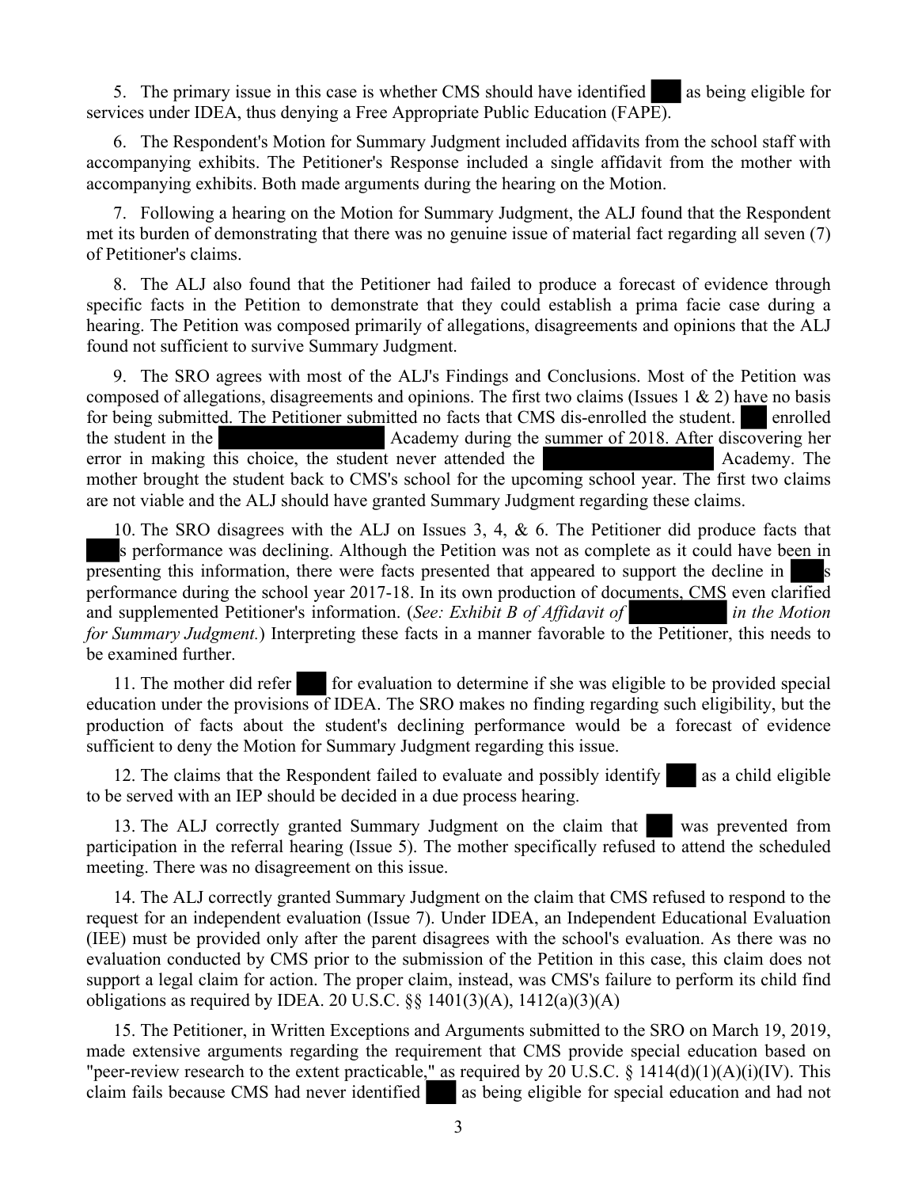5. The primary issue in this case is whether CMS should have identified ███ as being eligible for services under IDEA, thus denying a Free Appropriate Public Education (FAPE).

6. The Respondent's Motion for Summary Judgment included affidavits from the school staff with accompanying exhibits. The Petitioner's Response included a single affidavit from the mother with accompanying exhibits. Both made arguments during the hearing on the Motion.

7. Following a hearing on the Motion for Summary Judgment, the ALJ found that the Respondent met its burden of demonstrating that there was no genuine issue of material fact regarding all seven (7) of Petitioner's claims.

8. The ALJ also found that the Petitioner had failed to produce a forecast of evidence through specific facts in the Petition to demonstrate that they could establish a prima facie case during a hearing. The Petition was composed primarily of allegations, disagreements and opinions that the ALJ found not sufficient to survive Summary Judgment.

9. The SRO agrees with most of the ALJ's Findings and Conclusions. Most of the Petition was composed of allegations, disagreements and opinions. The first two claims (Issues 1 & 2) have no basis for being submitted. The Petitioner submitted no facts that CMS dis-enrolled the student. ███ enrolled the student in the ███████████ Academy during the summer of 2018. After discovering her error in making this choice, the student never attended the ███████████ Academy. The mother brought the student back to CMS's school for the upcoming school year. The first two claims are not viable and the ALJ should have granted Summary Judgment regarding these claims.

10. The SRO disagrees with the ALJ on Issues 3, 4, & 6. The Petitioner did produce facts that ███s performance was declining. Although the Petition was not as complete as it could have been in presenting this information, there were facts presented that appeared to support the decline in ███s performance during the school year 2017-18. In its own production of documents, CMS even clarified and supplemented Petitioner's information. (*See: Exhibit B of Affidavit of* ███████ *in the Motion for Summary Judgment.*) Interpreting these facts in a manner favorable to the Petitioner, this needs to be examined further.

11. The mother did refer ███ for evaluation to determine if she was eligible to be provided special education under the provisions of IDEA. The SRO makes no finding regarding such eligibility, but the production of facts about the student's declining performance would be a forecast of evidence sufficient to deny the Motion for Summary Judgment regarding this issue.

12. The claims that the Respondent failed to evaluate and possibly identify ███ as a child eligible to be served with an IEP should be decided in a due process hearing.

13. The ALJ correctly granted Summary Judgment on the claim that ███ was prevented from participation in the referral hearing (Issue 5). The mother specifically refused to attend the scheduled meeting. There was no disagreement on this issue.

14. The ALJ correctly granted Summary Judgment on the claim that CMS refused to respond to the request for an independent evaluation (Issue 7). Under IDEA, an Independent Educational Evaluation (IEE) must be provided only after the parent disagrees with the school's evaluation. As there was no evaluation conducted by CMS prior to the submission of the Petition in this case, this claim does not support a legal claim for action. The proper claim, instead, was CMS's failure to perform its child find obligations as required by IDEA. 20 U.S.C. §§ 1401(3)(A), 1412(a)(3)(A)

15. The Petitioner, in Written Exceptions and Arguments submitted to the SRO on March 19, 2019, made extensive arguments regarding the requirement that CMS provide special education based on "peer-review research to the extent practicable," as required by 20 U.S.C. § 1414(d)(1)(A)(i)(IV). This claim fails because CMS had never identified ███ as being eligible for special education and had not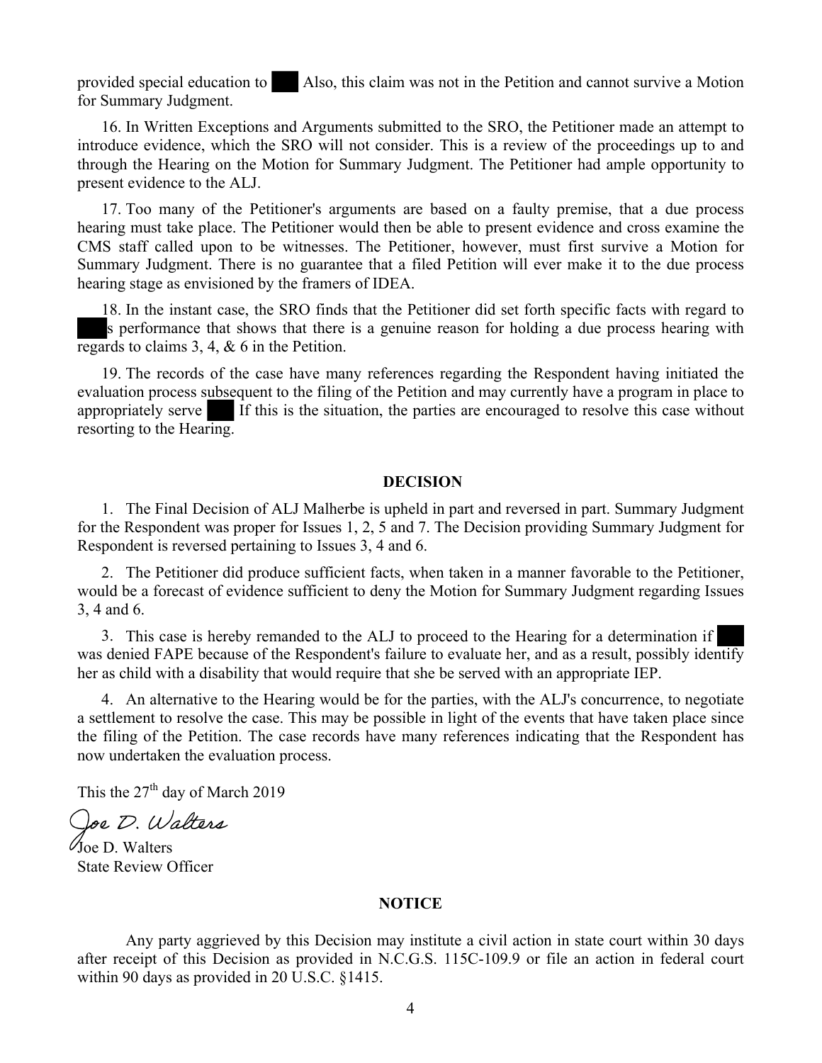provided special education to ███ Also, this claim was not in the Petition and cannot survive a Motion for Summary Judgment.

16. In Written Exceptions and Arguments submitted to the SRO, the Petitioner made an attempt to introduce evidence, which the SRO will not consider. This is a review of the proceedings up to and through the Hearing on the Motion for Summary Judgment. The Petitioner had ample opportunity to present evidence to the ALJ.

17. Too many of the Petitioner's arguments are based on a faulty premise, that a due process hearing must take place. The Petitioner would then be able to present evidence and cross examine the CMS staff called upon to be witnesses. The Petitioner, however, must first survive a Motion for Summary Judgment. There is no guarantee that a filed Petition will ever make it to the due process hearing stage as envisioned by the framers of IDEA.

18. In the instant case, the SRO finds that the Petitioner did set forth specific facts with regard to ███s performance that shows that there is a genuine reason for holding a due process hearing with regards to claims 3, 4, & 6 in the Petition.

19. The records of the case have many references regarding the Respondent having initiated the evaluation process subsequent to the filing of the Petition and may currently have a program in place to appropriately serve ███ If this is the situation, the parties are encouraged to resolve this case without resorting to the Hearing.

## DECISION

1. The Final Decision of ALJ Malherbe is upheld in part and reversed in part. Summary Judgment for the Respondent was proper for Issues 1, 2, 5 and 7. The Decision providing Summary Judgment for Respondent is reversed pertaining to Issues 3, 4 and 6.

2. The Petitioner did produce sufficient facts, when taken in a manner favorable to the Petitioner, would be a forecast of evidence sufficient to deny the Motion for Summary Judgment regarding Issues 3, 4 and 6.

3. This case is hereby remanded to the ALJ to proceed to the Hearing for a determination if ███ was denied FAPE because of the Respondent's failure to evaluate her, and as a result, possibly identify her as child with a disability that would require that she be served with an appropriate IEP.

4. An alternative to the Hearing would be for the parties, with the ALJ's concurrence, to negotiate a settlement to resolve the case. This may be possible in light of the events that have taken place since the filing of the Petition. The case records have many references indicating that the Respondent has now undertaken the evaluation process.

This the 27th day of March 2019

*Joe D. Walters*

Joe D. Walters
State Review Officer

## NOTICE

Any party aggrieved by this Decision may institute a civil action in state court within 30 days after receipt of this Decision as provided in N.C.G.S. 115C-109.9 or file an action in federal court within 90 days as provided in 20 U.S.C. §1415.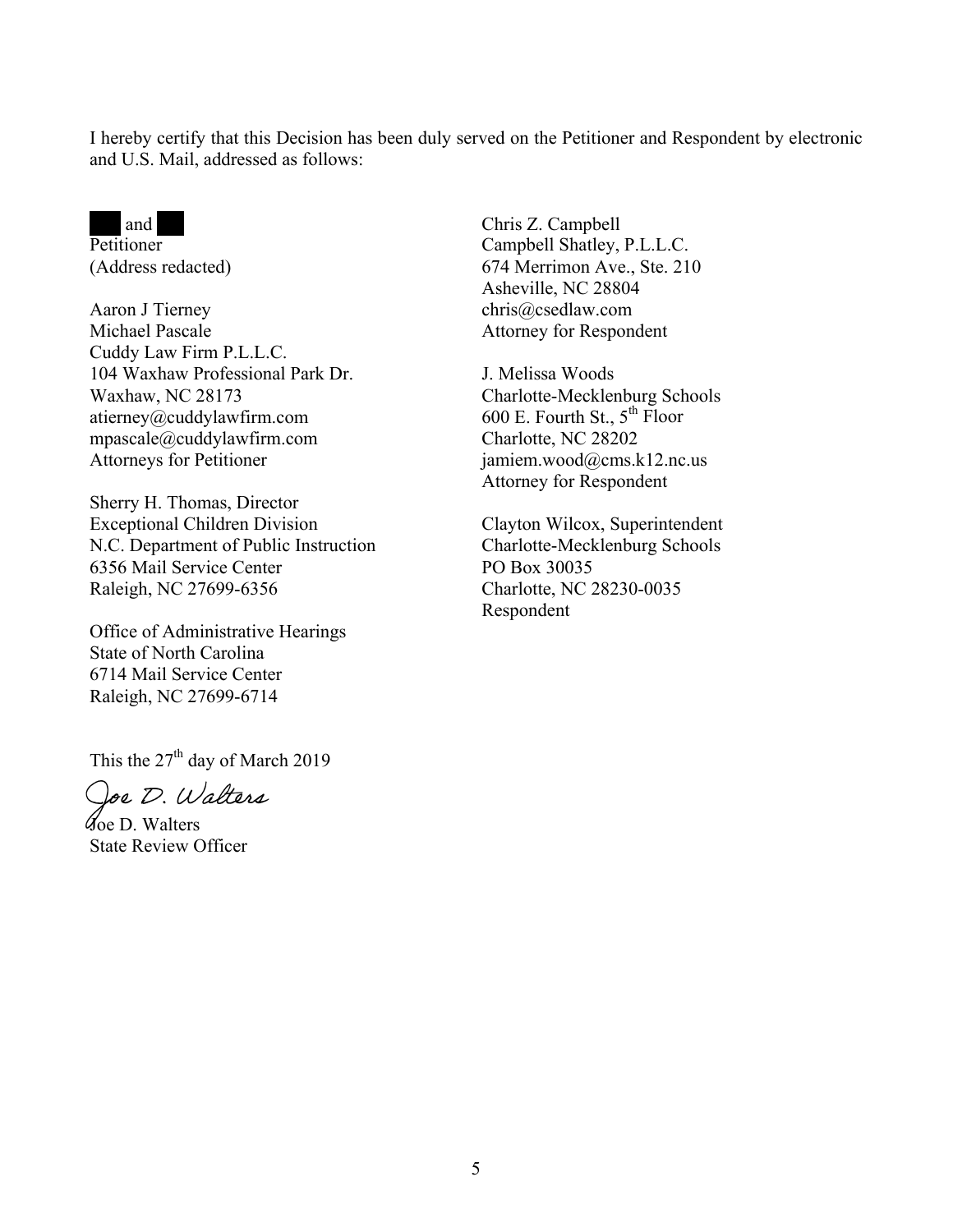I hereby certify that this Decision has been duly served on the Petitioner and Respondent by electronic and U.S. Mail, addressed as follows:

██ and ██
Petitioner
(Address redacted)

Aaron J Tierney
Michael Pascale
Cuddy Law Firm P.L.L.C.
104 Waxhaw Professional Park Dr.
Waxhaw, NC 28173
atierney@cuddylawfirm.com
mpascale@cuddylawfirm.com
Attorneys for Petitioner

Sherry H. Thomas, Director
Exceptional Children Division
N.C. Department of Public Instruction
6356 Mail Service Center
Raleigh, NC 27699-6356

Office of Administrative Hearings
State of North Carolina
6714 Mail Service Center
Raleigh, NC 27699-6714

Chris Z. Campbell
Campbell Shatley, P.L.L.C.
674 Merrimon Ave., Ste. 210
Asheville, NC 28804
chris@csedlaw.com
Attorney for Respondent

J. Melissa Woods
Charlotte-Mecklenburg Schools
600 E. Fourth St., 5th Floor
Charlotte, NC 28202
jamiem.wood@cms.k12.nc.us
Attorney for Respondent

Clayton Wilcox, Superintendent
Charlotte-Mecklenburg Schools
PO Box 30035
Charlotte, NC 28230-0035
Respondent

This the 27th day of March 2019

*Joe D. Walters*

Joe D. Walters
State Review Officer